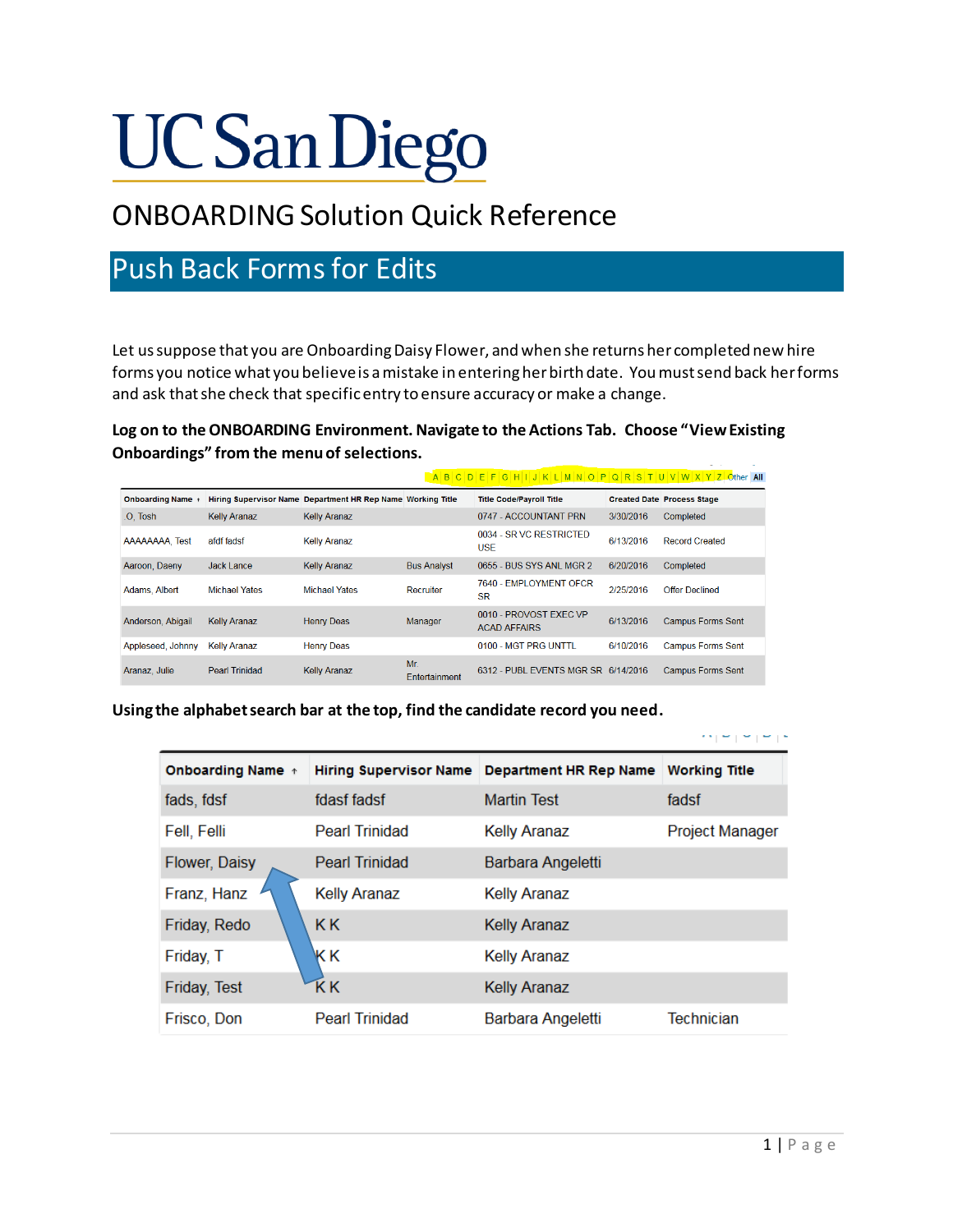# UC San Diego

## ONBOARDING Solution Quick Reference

## Push Back Forms for Edits

Let us suppose that you are Onboarding Daisy Flower, and when she returns her completed new hire forms you notice what you believe is a mistake in entering her birth date. You must send back her forms and ask that she check that specific entry to ensure accuracy or make a change.

**Log on to the ONBOARDING Environment. Navigate to the Actions Tab. Choose "View Existing Onboardings" from the menu of selections.**

A | B | C | D | E | F | G | H | I | J | K | L | M | N | O | P | Q | R | S | T | U | V | W | X | Y | Z | Other | All

| Onboarding Name ↑ | Hiring Supervisor Name | Department HR Rep Name | Working Title | Title Code/Payroll Title | Created Date | Process Stage |
|---|---|---|---|---|---|---|
| O, Tosh | Kelly Aranaz | Kelly Aranaz | | 0747 - ACCOUNTANT PRN | 3/30/2016 | Completed |
| AAAAAAAA, Test | afdf fadsf | Kelly Aranaz | | 0034 - SR VC RESTRICTED USE | 6/13/2016 | Record Created |
| Aaroon, Daeny | Jack Lance | Kelly Aranaz | Bus Analyst | 0655 - BUS SYS ANL MGR 2 | 6/20/2016 | Completed |
| Adams, Albert | Michael Yates | Michael Yates | Recruiter | 7640 - EMPLOYMENT OFCR SR | 2/25/2016 | Offer Declined |
| Anderson, Abigail | Kelly Aranaz | Henry Deas | Manager | 0010 - PROVOST EXEC VP ACAD AFFAIRS | 6/13/2016 | Campus Forms Sent |
| Appleseed, Johnny | Kelly Aranaz | Henry Deas | | 0100 - MGT PRG UNTTL | 6/10/2016 | Campus Forms Sent |
| Aranaz, Julie | Pearl Trinidad | Kelly Aranaz | Mr. Entertainment | 6312 - PUBL EVENTS MGR SR | 6/14/2016 | Campus Forms Sent |

**Using the alphabet search bar at the top, find the candidate record you need.**

| Onboarding Name ↑ | Hiring Supervisor Name | Department HR Rep Name | Working Title |
|---|---|---|---|
| fads, fdsf | fdasf fadsf | Martin Test | fadsf |
| Fell, Felli | Pearl Trinidad | Kelly Aranaz | Project Manager |
| Flower, Daisy | Pearl Trinidad | Barbara Angeletti | |
| Franz, Hanz | Kelly Aranaz | Kelly Aranaz | |
| Friday, Redo | K K | Kelly Aranaz | |
| Friday, T | K K | Kelly Aranaz | |
| Friday, Test | K K | Kelly Aranaz | |
| Frisco, Don | Pearl Trinidad | Barbara Angeletti | Technician |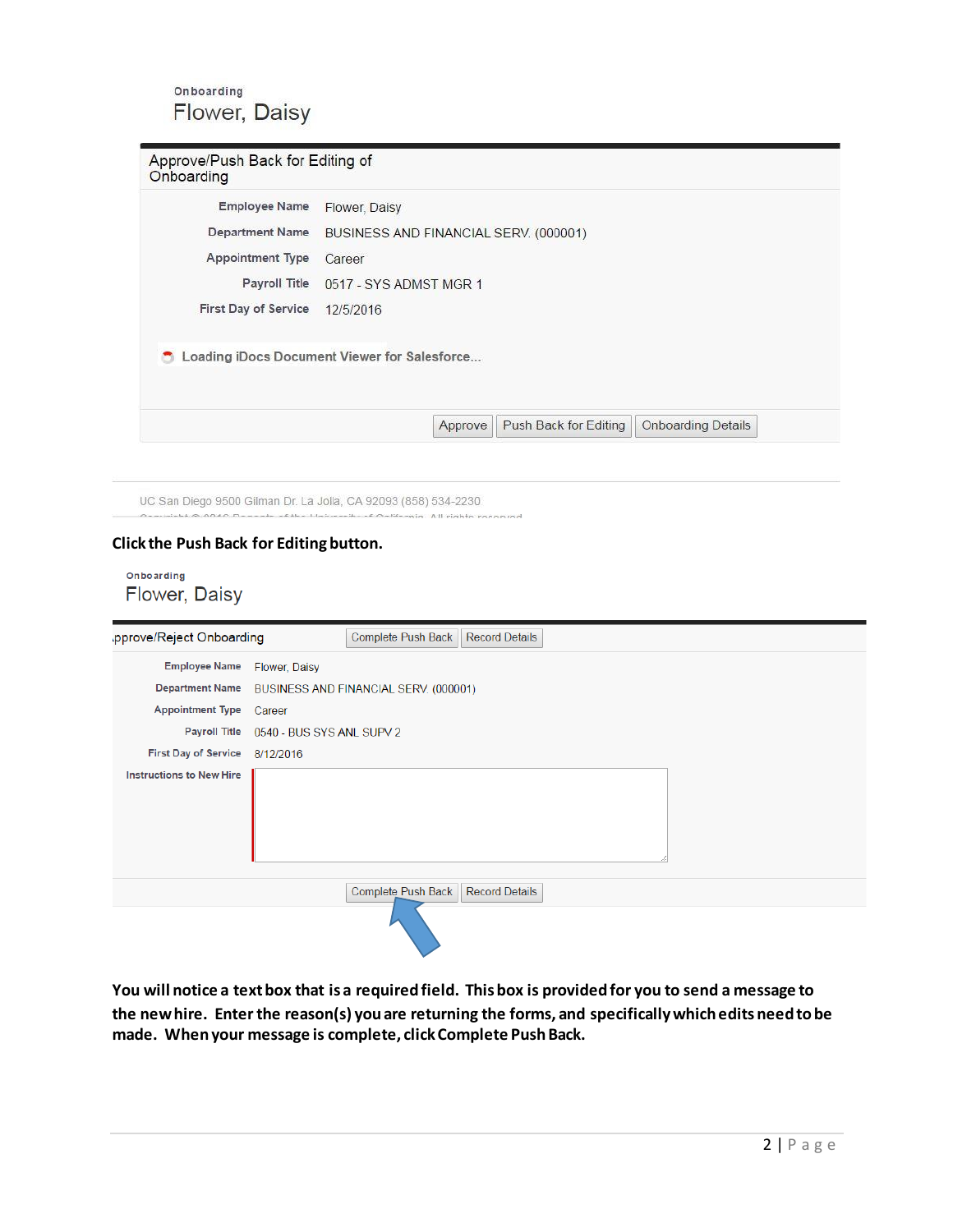Onboarding

Flower, Daisy

Approve/Push Back for Editing of Onboarding

| | |
|---|---|
| Employee Name | Flower, Daisy |
| Department Name | BUSINESS AND FINANCIAL SERV. (000001) |
| Appointment Type | Career |
| Payroll Title | 0517 - SYS ADMST MGR 1 |
| First Day of Service | 12/5/2016 |

Loading iDocs Document Viewer for Salesforce...

Approve | Push Back for Editing | Onboarding Details

UC San Diego 9500 Gilman Dr. La Jolla, CA 92093 (858) 534-2230

**Click the Push Back for Editing button.**

Onboarding

Flower, Daisy

Approve/Reject Onboarding — Complete Push Back | Record Details

| | |
|---|---|
| Employee Name | Flower, Daisy |
| Department Name | BUSINESS AND FINANCIAL SERV. (000001) |
| Appointment Type | Career |
| Payroll Title | 0540 - BUS SYS ANL SUPV 2 |
| First Day of Service | 8/12/2016 |
| Instructions to New Hire | |

Complete Push Back | Record Details

**You will notice a text box that is a required field. This box is provided for you to send a message to the new hire. Enter the reason(s) you are returning the forms, and specifically which edits need to be made. When your message is complete, click Complete Push Back.**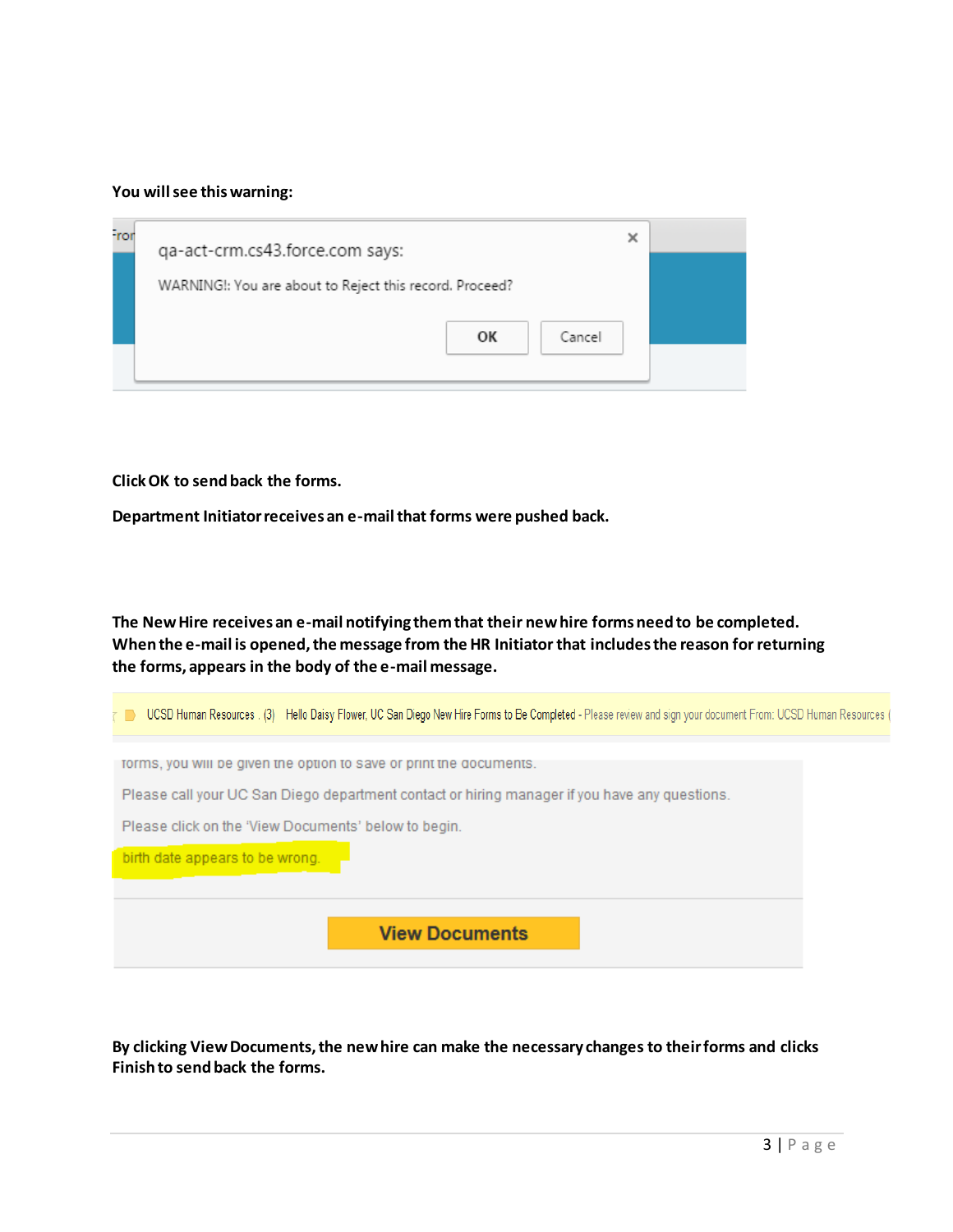**You will see this warning:**

qa-act-crm.cs43.force.com says:

WARNING!: You are about to Reject this record. Proceed?

OK Cancel

**Click OK to send back the forms.**

**Department Initiator receives an e-mail that forms were pushed back.**

**The New Hire receives an e-mail notifying them that their new hire forms need to be completed. When the e-mail is opened, the message from the HR Initiator that includes the reason for returning the forms, appears in the body of the e-mail message.**

UCSD Human Resources . (3) Hello Daisy Flower, UC San Diego New Hire Forms to Be Completed - Please review and sign your document From: UCSD Human Resources (

forms, you will be given the option to save or print the documents.

Please call your UC San Diego department contact or hiring manager if you have any questions.

Please click on the 'View Documents' below to begin.

birth date appears to be wrong.

View Documents

**By clicking View Documents, the new hire can make the necessary changes to their forms and clicks Finish to send back the forms.**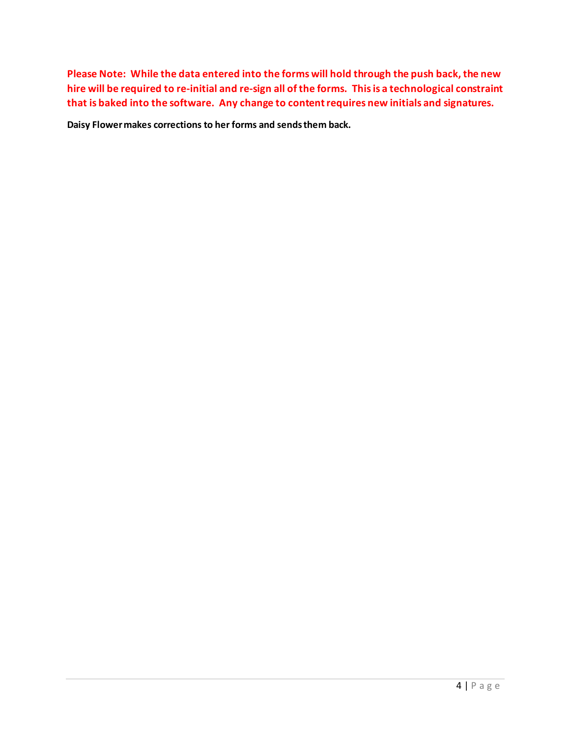**Please Note: While the data entered into the forms will hold through the push back, the new hire will be required to re-initial and re-sign all of the forms. This is a technological constraint that is baked into the software. Any change to content requires new initials and signatures.**

**Daisy Flower makes corrections to her forms and sends them back.**